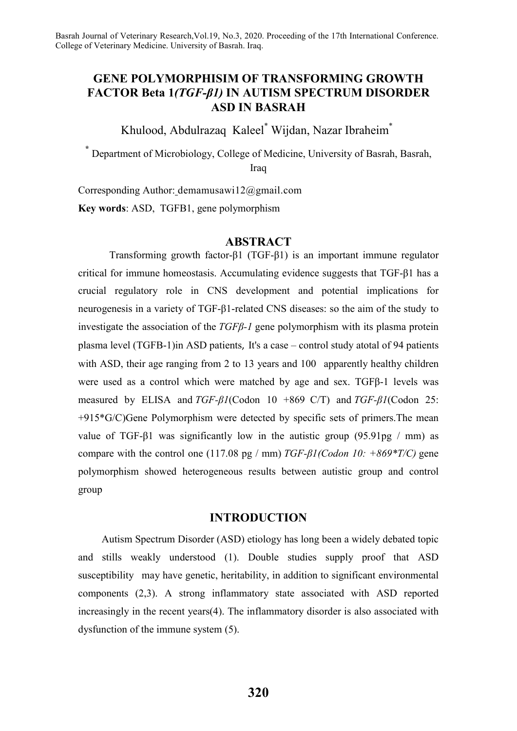# GENE POLYMORPHISIM OF TRANSFORMING GROWTH FACTOR Beta 1*(TGF-β1)* IN AUTISM SPECTRUM DISORDER ASD IN BASRAH

Khulood, Abdulrazaq Kaleel[*] Wijdan, Nazar Ibraheim[*]

[*] Department of Microbiology, College of Medicine, University of Basrah, Basrah, Iraq

Corresponding Author: demamusawi12@gmail.com

**Key words**: ASD, TGFB1, gene polymorphism

## ABSTRACT

Transforming growth factor-β1 (TGF-β1) is an important immune regulator critical for immune homeostasis. Accumulating evidence suggests that TGF-β1 has a crucial regulatory role in CNS development and potential implications for neurogenesis in a variety of TGF-β1-related CNS diseases: so the aim of the study to investigate the association of the *TGFβ-1* gene polymorphism with its plasma protein plasma level (TGFB-1)in ASD patients, It's a case – control study atotal of 94 patients with ASD, their age ranging from 2 to 13 years and 100 apparently healthy children were used as a control which were matched by age and sex. TGFβ-1 levels was measured by ELISA and *TGF-β1*(Codon 10 +869 C/T) and *TGF-β1*(Codon 25: +915*G/C)Gene Polymorphism were detected by specific sets of primers.The mean value of TGF-β1 was significantly low in the autistic group (95.91pg / mm) as compare with the control one (117.08 pg / mm) *TGF-β1(Codon 10: +869*T/C)* gene polymorphism showed heterogeneous results between autistic group and control group

## INTRODUCTION

Autism Spectrum Disorder (ASD) etiology has long been a widely debated topic and stills weakly understood (1). Double studies supply proof that ASD susceptibility may have genetic, heritability, in addition to significant environmental components (2,3). A strong inflammatory state associated with ASD reported increasingly in the recent years(4). The inflammatory disorder is also associated with dysfunction of the immune system (5).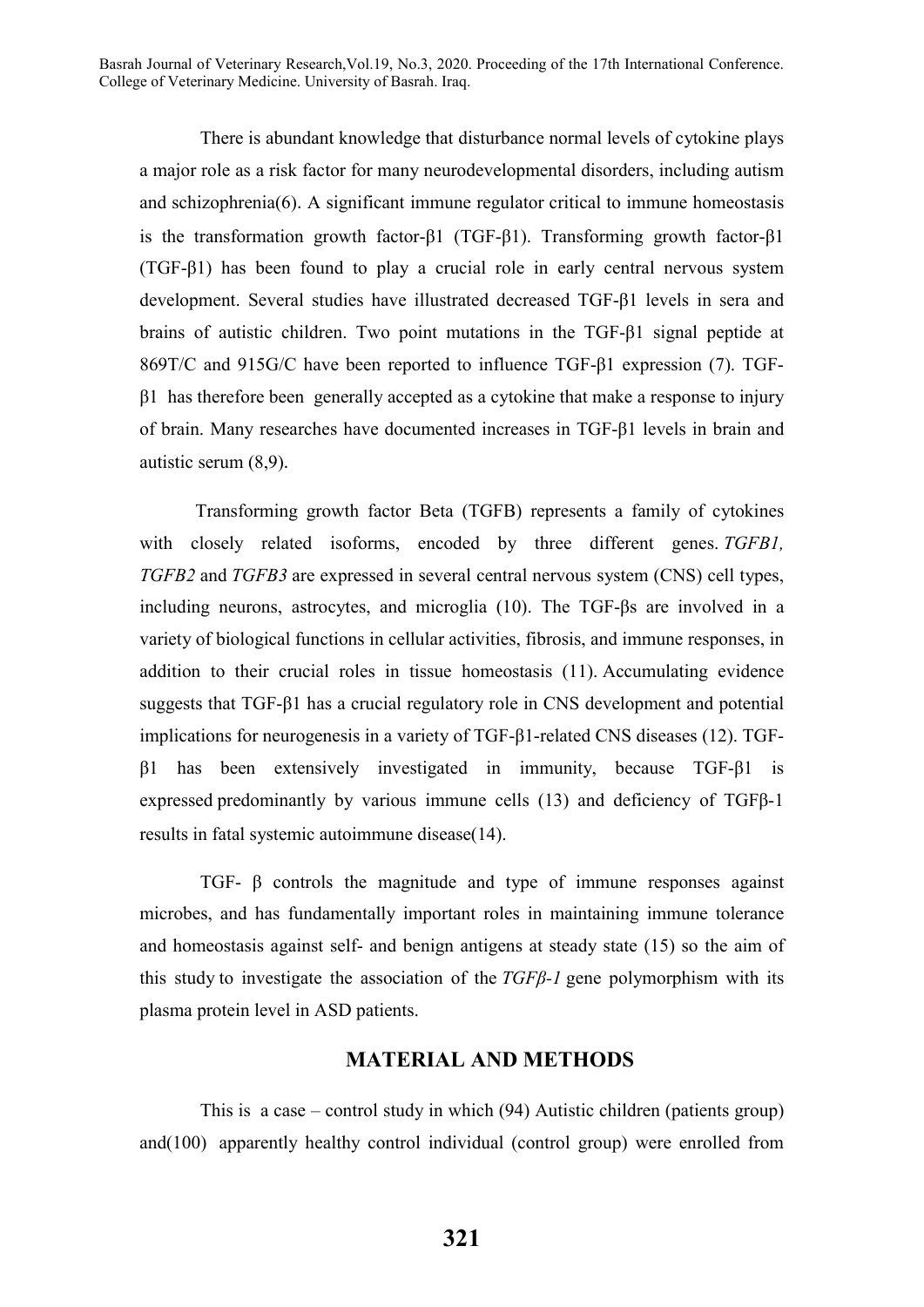There is abundant knowledge that disturbance normal levels of cytokine plays a major role as a risk factor for many neurodevelopmental disorders, including autism and schizophrenia(6). A significant immune regulator critical to immune homeostasis is the transformation growth factor-β1 (TGF-β1). Transforming growth factor-β1 (TGF-β1) has been found to play a crucial role in early central nervous system development. Several studies have illustrated decreased TGF-β1 levels in sera and brains of autistic children. Two point mutations in the TGF-β1 signal peptide at 869T/C and 915G/C have been reported to influence TGF-β1 expression (7). TGF-β1 has therefore been generally accepted as a cytokine that make a response to injury of brain. Many researches have documented increases in TGF-β1 levels in brain and autistic serum (8,9).

Transforming growth factor Beta (TGFB) represents a family of cytokines with closely related isoforms, encoded by three different genes. *TGFB1, TGFB2* and *TGFB3* are expressed in several central nervous system (CNS) cell types, including neurons, astrocytes, and microglia (10). The TGF-βs are involved in a variety of biological functions in cellular activities, fibrosis, and immune responses, in addition to their crucial roles in tissue homeostasis (11). Accumulating evidence suggests that TGF-β1 has a crucial regulatory role in CNS development and potential implications for neurogenesis in a variety of TGF-β1-related CNS diseases (12). TGF-β1 has been extensively investigated in immunity, because TGF-β1 is expressed predominantly by various immune cells (13) and deficiency of TGFβ-1 results in fatal systemic autoimmune disease(14).

TGF- β controls the magnitude and type of immune responses against microbes, and has fundamentally important roles in maintaining immune tolerance and homeostasis against self- and benign antigens at steady state (15) so the aim of this study to investigate the association of the *TGFβ-1* gene polymorphism with its plasma protein level in ASD patients.

## MATERIAL AND METHODS

This is a case – control study in which (94) Autistic children (patients group) and(100) apparently healthy control individual (control group) were enrolled from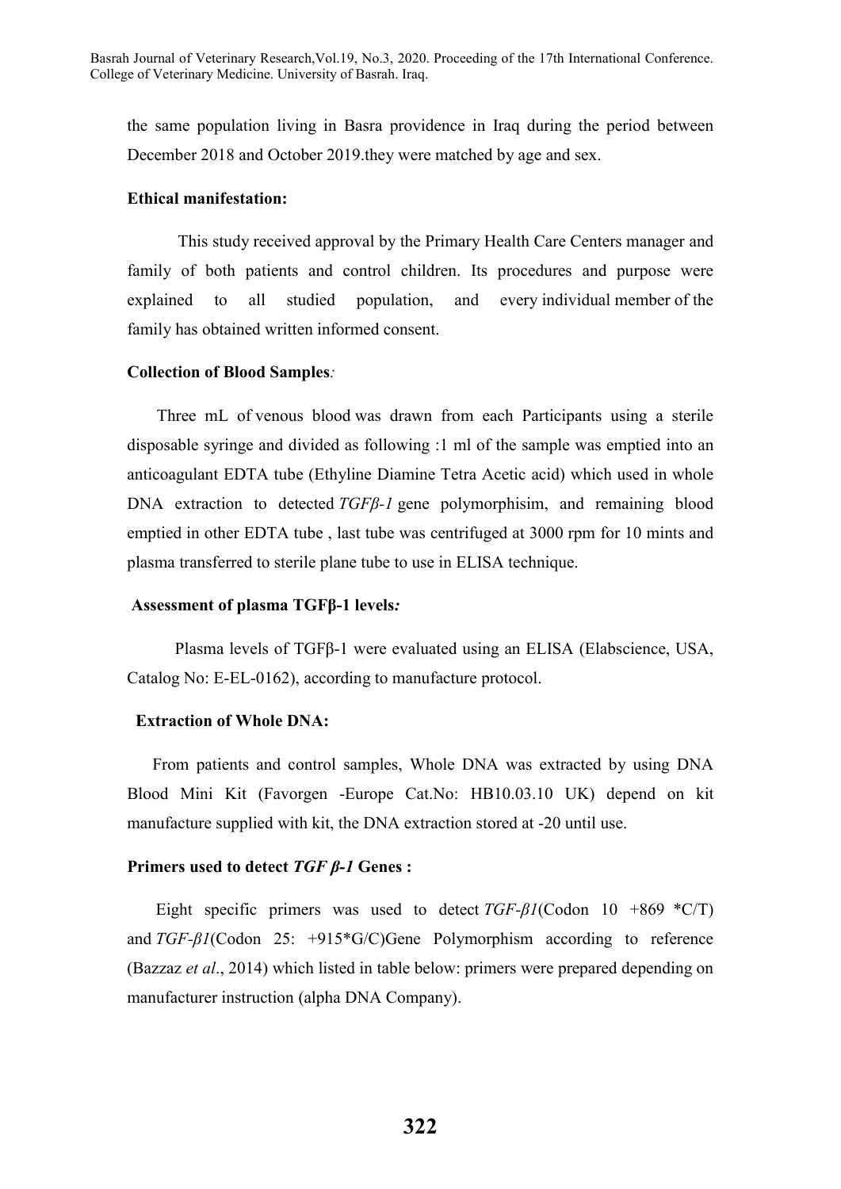the same population living in Basra providence in Iraq during the period between December 2018 and October 2019.they were matched by age and sex.

**Ethical manifestation:**

This study received approval by the Primary Health Care Centers manager and family of both patients and control children. Its procedures and purpose were explained to all studied population, and every individual member of the family has obtained written informed consent.

**Collection of Blood Samples***:*

Three mL of venous blood was drawn from each Participants using a sterile disposable syringe and divided as following :1 ml of the sample was emptied into an anticoagulant EDTA tube (Ethyline Diamine Tetra Acetic acid) which used in whole DNA extraction to detected *TGFβ-1* gene polymorphisim, and remaining blood emptied in other EDTA tube , last tube was centrifuged at 3000 rpm for 10 mints and plasma transferred to sterile plane tube to use in ELISA technique.

**Assessment of plasma TGFβ-1 levels***:*

Plasma levels of TGFβ-1 were evaluated using an ELISA (Elabscience, USA, Catalog No: E-EL-0162), according to manufacture protocol.

**Extraction of Whole DNA:**

From patients and control samples, Whole DNA was extracted by using DNA Blood Mini Kit (Favorgen -Europe Cat.No: HB10.03.10 UK) depend on kit manufacture supplied with kit, the DNA extraction stored at -20 until use.

**Primers used to detect *TGF β-1* Genes :**

Eight specific primers was used to detect *TGF-β1*(Codon 10 +869 *C/T) and *TGF-β1*(Codon 25: +915*G/C)Gene Polymorphism according to reference (Bazzaz *et al*., 2014) which listed in table below: primers were prepared depending on manufacturer instruction (alpha DNA Company).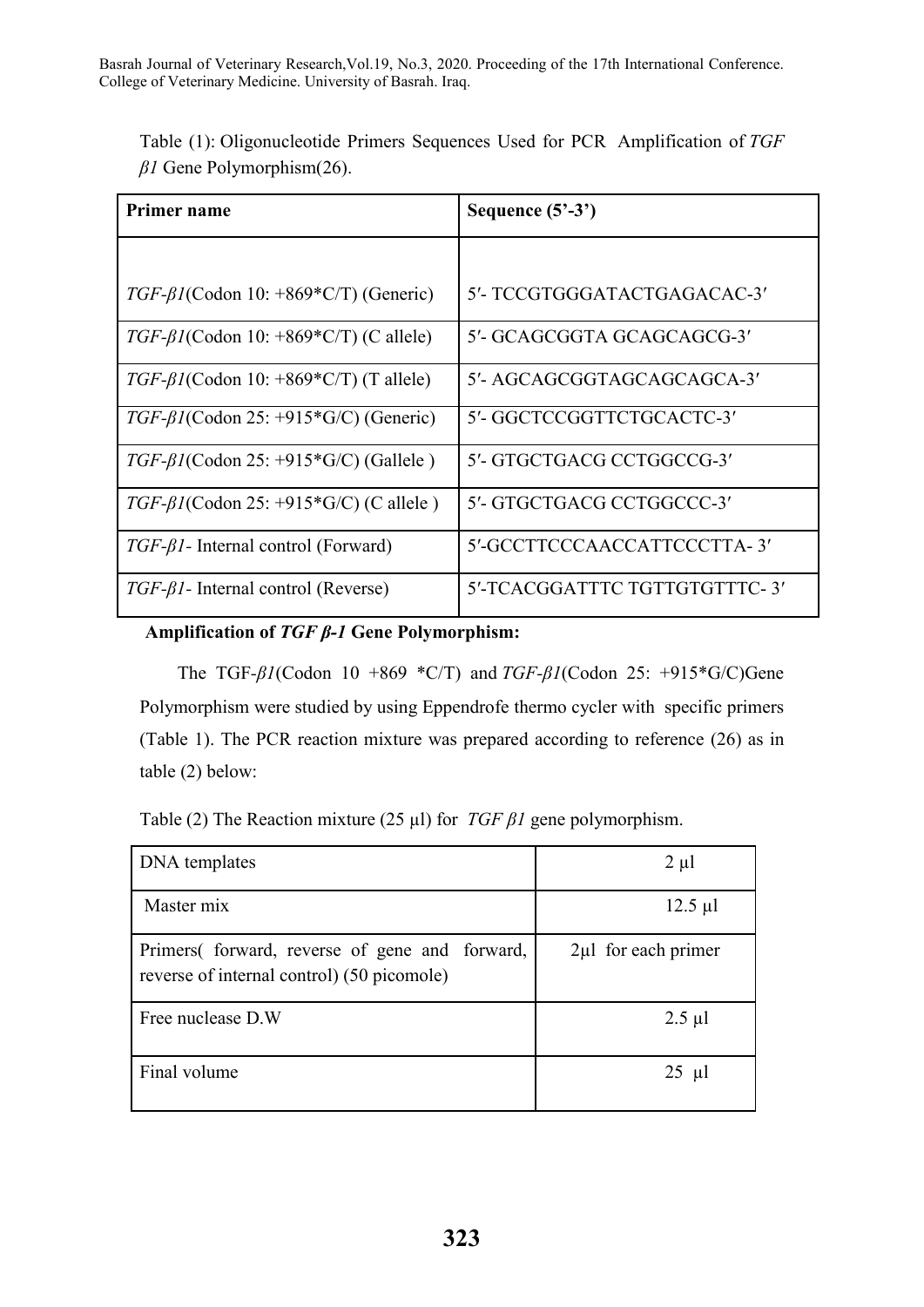Table (1): Oligonucleotide Primers Sequences Used for PCR Amplification of *TGF β1* Gene Polymorphism(26).

| **Primer name** | **Sequence (5'-3')** |
|---|---|
| *TGF-β1*(Codon 10: +869*C/T) (Generic) | 5′- TCCGTGGGATACTGAGACAC-3′ |
| *TGF-β1*(Codon 10: +869*C/T) (C allele) | 5′- GCAGCGGTA GCAGCAGCG-3′ |
| *TGF-β1*(Codon 10: +869*C/T) (T allele) | 5′- AGCAGCGGTAGCAGCAGCA-3′ |
| *TGF-β1*(Codon 25: +915*G/C) (Generic) | 5′- GGCTCCGGTTCTGCACTC-3′ |
| *TGF-β1*(Codon 25: +915*G/C) (Gallele ) | 5′- GTGCTGACG CCTGGCCG-3′ |
| *TGF-β1*(Codon 25: +915*G/C) (C allele ) | 5′- GTGCTGACG CCTGGCCC-3′ |
| *TGF-β1*- Internal control (Forward) | 5′-GCCTTCCCAACCATTCCCTTA- 3′ |
| *TGF-β1*- Internal control (Reverse) | 5′-TCACGGATTTC TGTTGTGTTTC- 3′ |

**Amplification of *TGF β-1* Gene Polymorphism:**

The TGF-*β1*(Codon 10 +869 *C/T) and *TGF-β1*(Codon 25: +915*G/C)Gene Polymorphism were studied by using Eppendrofe thermo cycler with specific primers (Table 1). The PCR reaction mixture was prepared according to reference (26) as in table (2) below:

Table (2) The Reaction mixture (25 µl) for *TGF β1* gene polymorphism.

| DNA templates | 2 µl |
|---|---|
| Master mix | 12.5 µl |
| Primers( forward, reverse of gene and forward, reverse of internal control) (50 picomole) | 2µl for each primer |
| Free nuclease D.W | 2.5 µl |
| Final volume | 25 µl |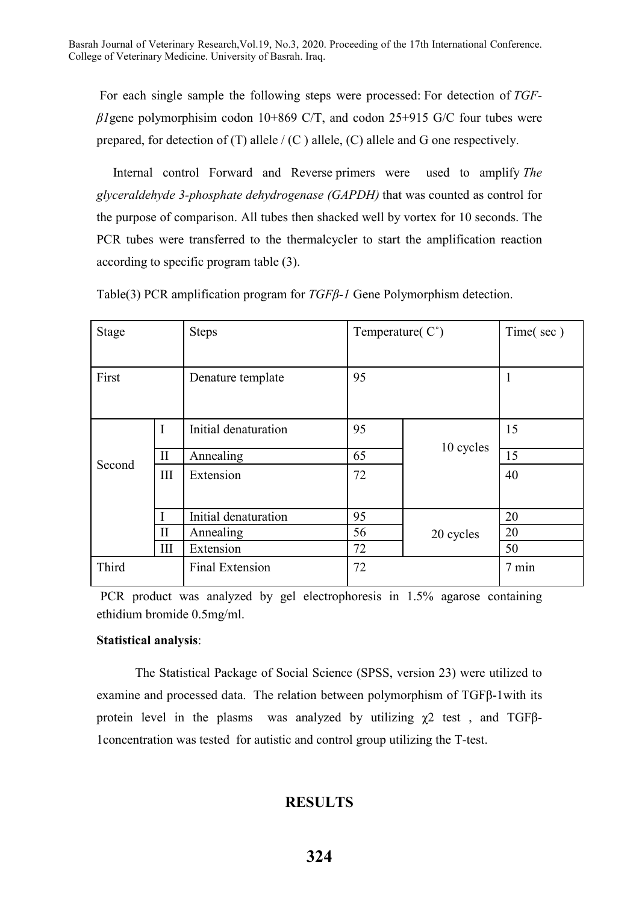For each single sample the following steps were processed: For detection of *TGF-β1*gene polymorphisim codon 10+869 C/T, and codon 25+915 G/C four tubes were prepared, for detection of (T) allele / (C ) allele, (C) allele and G one respectively.

Internal control Forward and Reverse primers were used to amplify *The glyceraldehyde 3-phosphate dehydrogenase (GAPDH)* that was counted as control for the purpose of comparison. All tubes then shacked well by vortex for 10 seconds. The PCR tubes were transferred to the thermalcycler to start the amplification reaction according to specific program table (3).

Table(3) PCR amplification program for *TGFβ-1* Gene Polymorphism detection.

| Stage | | Steps | Temperature( C˚) | | Time( sec ) |
|---|---|---|---|---|---|
| First | | Denature template | 95 | | 1 |
| Second | I | Initial denaturation | 95 | 10 cycles | 15 |
| | II | Annealing | 65 | | 15 |
| | III | Extension | 72 | | 40 |
| | I | Initial denaturation | 95 | 20 cycles | 20 |
| | II | Annealing | 56 | | 20 |
| | III | Extension | 72 | | 50 |
| Third | | Final Extension | 72 | | 7 min |

PCR product was analyzed by gel electrophoresis in 1.5% agarose containing ethidium bromide 0.5mg/ml.

**Statistical analysis**:

The Statistical Package of Social Science (SPSS, version 23) were utilized to examine and processed data. The relation between polymorphism of TGFβ-1with its protein level in the plasms was analyzed by utilizing $\chi 2$ test , and TGFβ-1concentration was tested for autistic and control group utilizing the T-test.

## RESULTS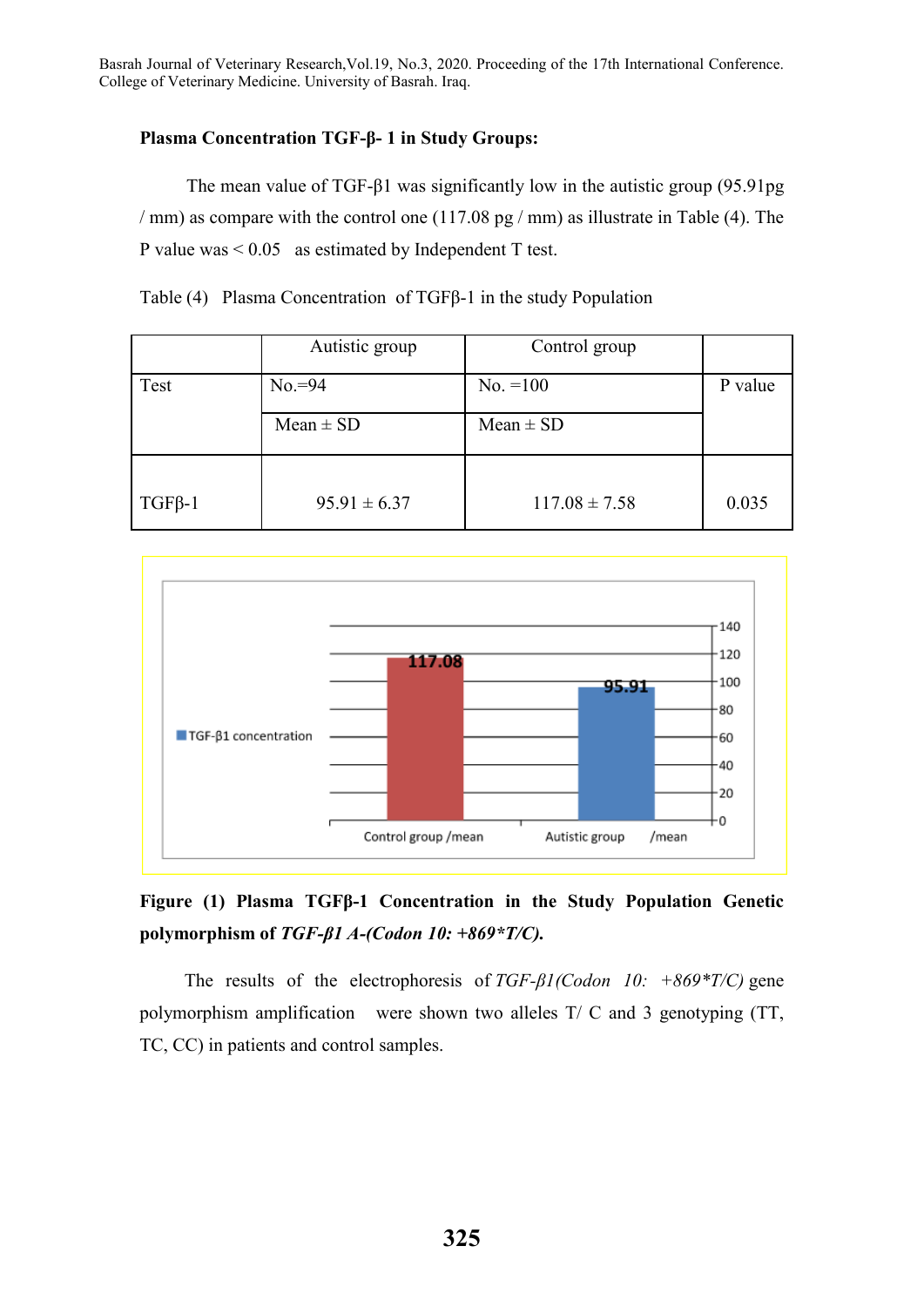**Plasma Concentration TGF-β- 1 in Study Groups:**

The mean value of TGF-β1 was significantly low in the autistic group (95.91pg / mm) as compare with the control one (117.08 pg / mm) as illustrate in Table (4). The P value was < 0.05 as estimated by Independent T test.

Table (4) Plasma Concentration of TGFβ-1 in the study Population

| | Autistic group | Control group | |
|---|---|---|---|
| Test | No.=94 | No. =100 | P value |
| | Mean ± SD | Mean ± SD | |
| TGFβ-1 | 95.91 ± 6.37 | 117.08 ± 7.58 | 0.035 |

**Figure (1) Plasma TGFβ-1 Concentration in the Study Population Genetic polymorphism of *TGF-β1 A-(Codon 10: +869*T/C).***

The results of the electrophoresis of *TGF-β1(Codon 10: +869*T/C)* gene polymorphism amplification were shown two alleles T/ C and 3 genotyping (TT, TC, CC) in patients and control samples.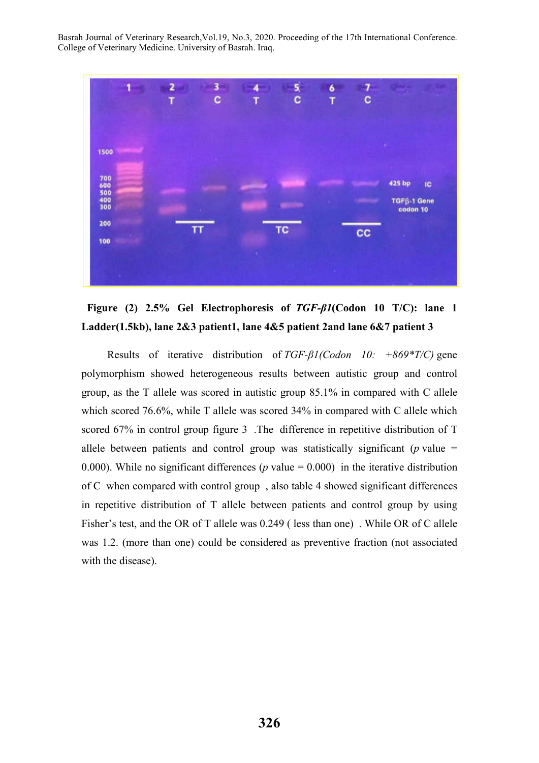**Figure (2) 2.5% Gel Electrophoresis of *TGF-β1*(Codon 10 T/C): lane 1 Ladder(1.5kb), lane 2&3 patient1, lane 4&5 patient 2and lane 6&7 patient 3**

Results of iterative distribution of *TGF-β1(Codon 10: +869*T/C)* gene polymorphism showed heterogeneous results between autistic group and control group, as the T allele was scored in autistic group 85.1% in compared with C allele which scored 76.6%, while T allele was scored 34% in compared with C allele which scored 67% in control group figure 3 .The difference in repetitive distribution of T allele between patients and control group was statistically significant (*p* value = 0.000). While no significant differences (*p* value = 0.000) in the iterative distribution of C when compared with control group , also table 4 showed significant differences in repetitive distribution of T allele between patients and control group by using Fisher's test, and the OR of T allele was 0.249 ( less than one) . While OR of C allele was 1.2. (more than one) could be considered as preventive fraction (not associated with the disease).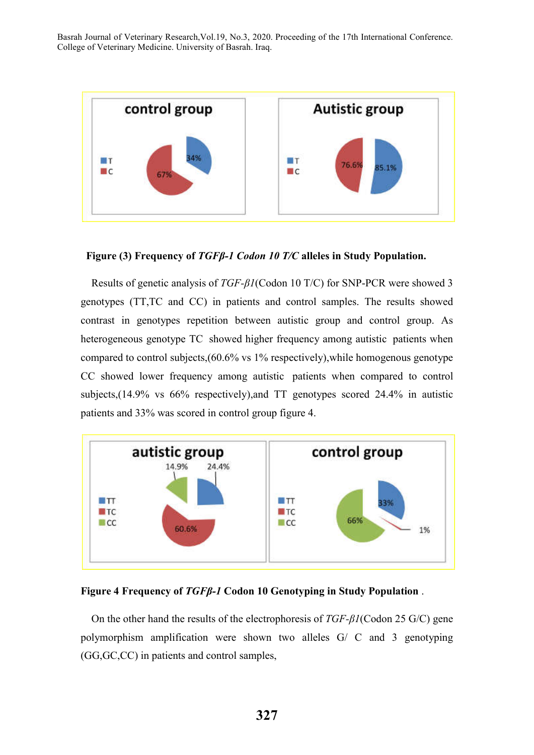**Figure (3) Frequency of *TGFβ-1 Codon 10 T/C* alleles in Study Population.**

Results of genetic analysis of *TGF-β1*(Codon 10 T/C) for SNP-PCR were showed 3 genotypes (TT,TC and CC) in patients and control samples. The results showed contrast in genotypes repetition between autistic group and control group. As heterogeneous genotype TC showed higher frequency among autistic patients when compared to control subjects,(60.6% vs 1% respectively),while homogenous genotype CC showed lower frequency among autistic patients when compared to control subjects,(14.9% vs 66% respectively),and TT genotypes scored 24.4% in autistic patients and 33% was scored in control group figure 4.

**Figure 4 Frequency of *TGFβ-1* Codon 10 Genotyping in Study Population** .

On the other hand the results of the electrophoresis of *TGF-β1*(Codon 25 G/C) gene polymorphism amplification were shown two alleles G/ C and 3 genotyping (GG,GC,CC) in patients and control samples,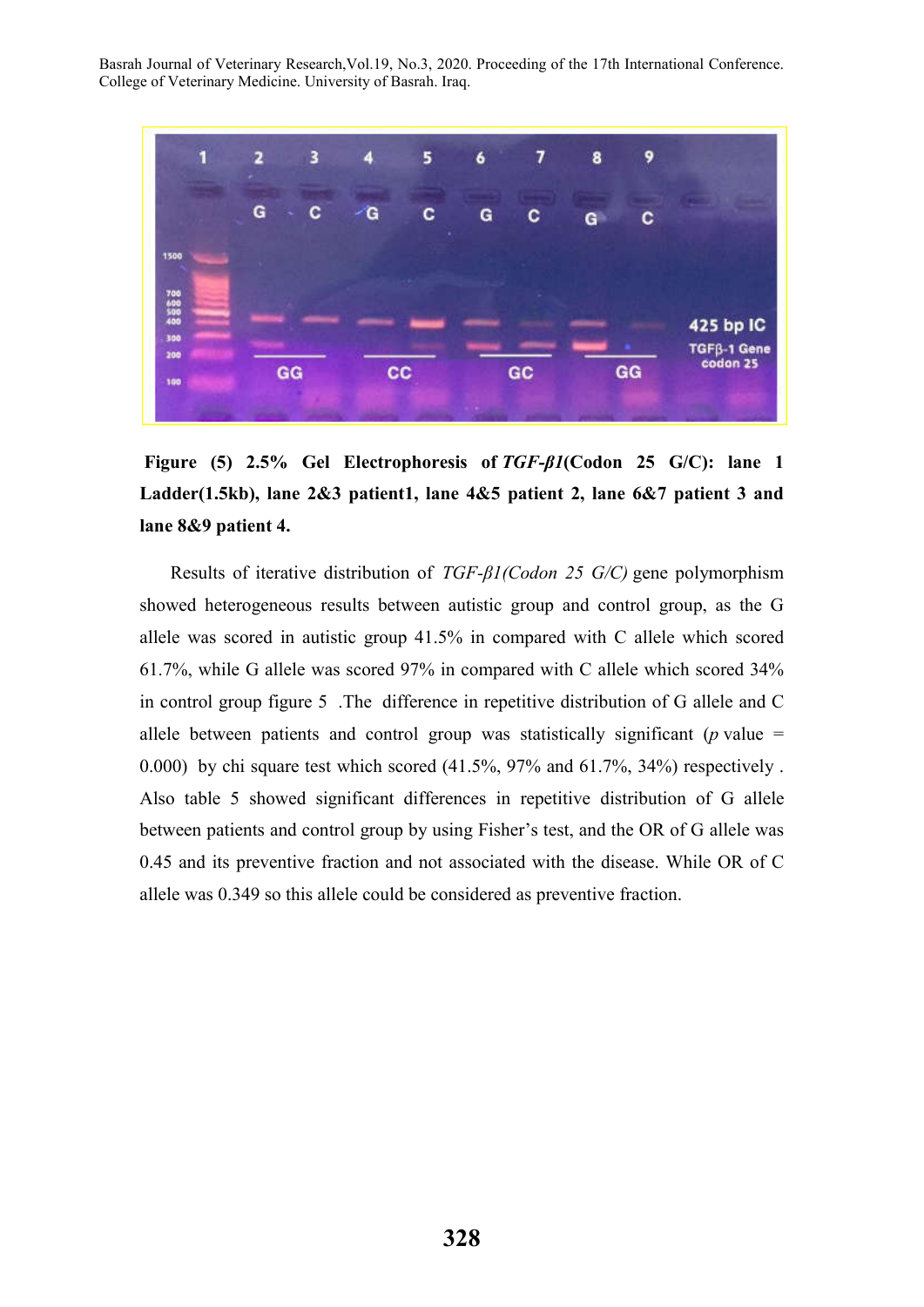**Figure (5) 2.5% Gel Electrophoresis of *TGF-β1*(Codon 25 G/C): lane 1 Ladder(1.5kb), lane 2&3 patient1, lane 4&5 patient 2, lane 6&7 patient 3 and lane 8&9 patient 4.**

Results of iterative distribution of *TGF-β1(Codon 25 G/C)* gene polymorphism showed heterogeneous results between autistic group and control group, as the G allele was scored in autistic group 41.5% in compared with C allele which scored 61.7%, while G allele was scored 97% in compared with C allele which scored 34% in control group figure 5 .The difference in repetitive distribution of G allele and C allele between patients and control group was statistically significant (*p* value = 0.000) by chi square test which scored (41.5%, 97% and 61.7%, 34%) respectively . Also table 5 showed significant differences in repetitive distribution of G allele between patients and control group by using Fisher's test, and the OR of G allele was 0.45 and its preventive fraction and not associated with the disease. While OR of C allele was 0.349 so this allele could be considered as preventive fraction.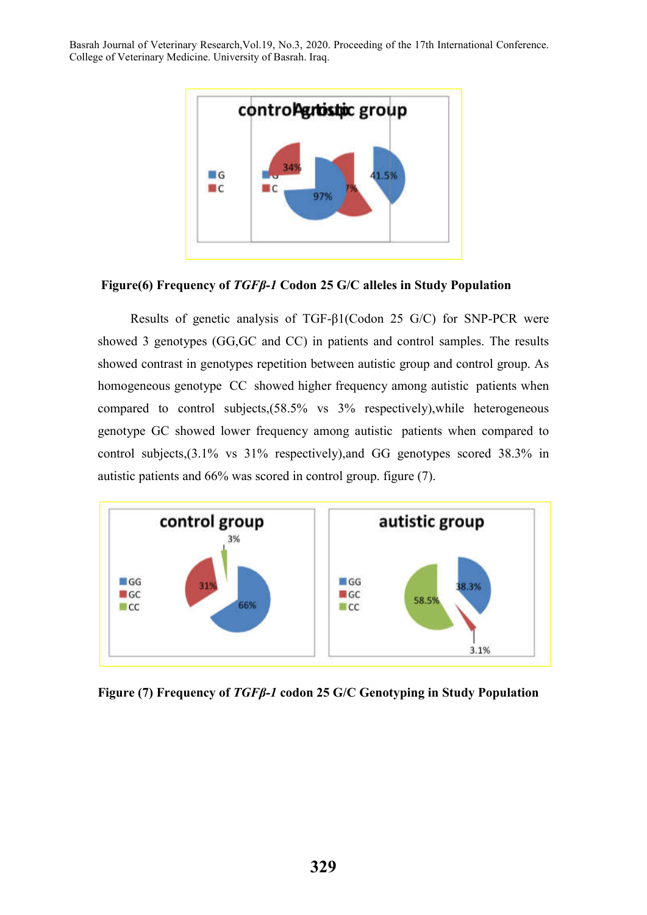Figure(6) Frequency of ***TGFβ-1*** **Codon 25 G/C alleles in Study Population**

Results of genetic analysis of TGF-β1(Codon 25 G/C) for SNP-PCR were showed 3 genotypes (GG,GC and CC) in patients and control samples. The results showed contrast in genotypes repetition between autistic group and control group. As homogeneous genotype CC showed higher frequency among autistic patients when compared to control subjects,(58.5% vs 3% respectively),while heterogeneous genotype GC showed lower frequency among autistic patients when compared to control subjects,(3.1% vs 31% respectively),and GG genotypes scored 38.3% in autistic patients and 66% was scored in control group. figure (7).

**Figure (7) Frequency of *TGFβ-1* codon 25 G/C Genotyping in Study Population**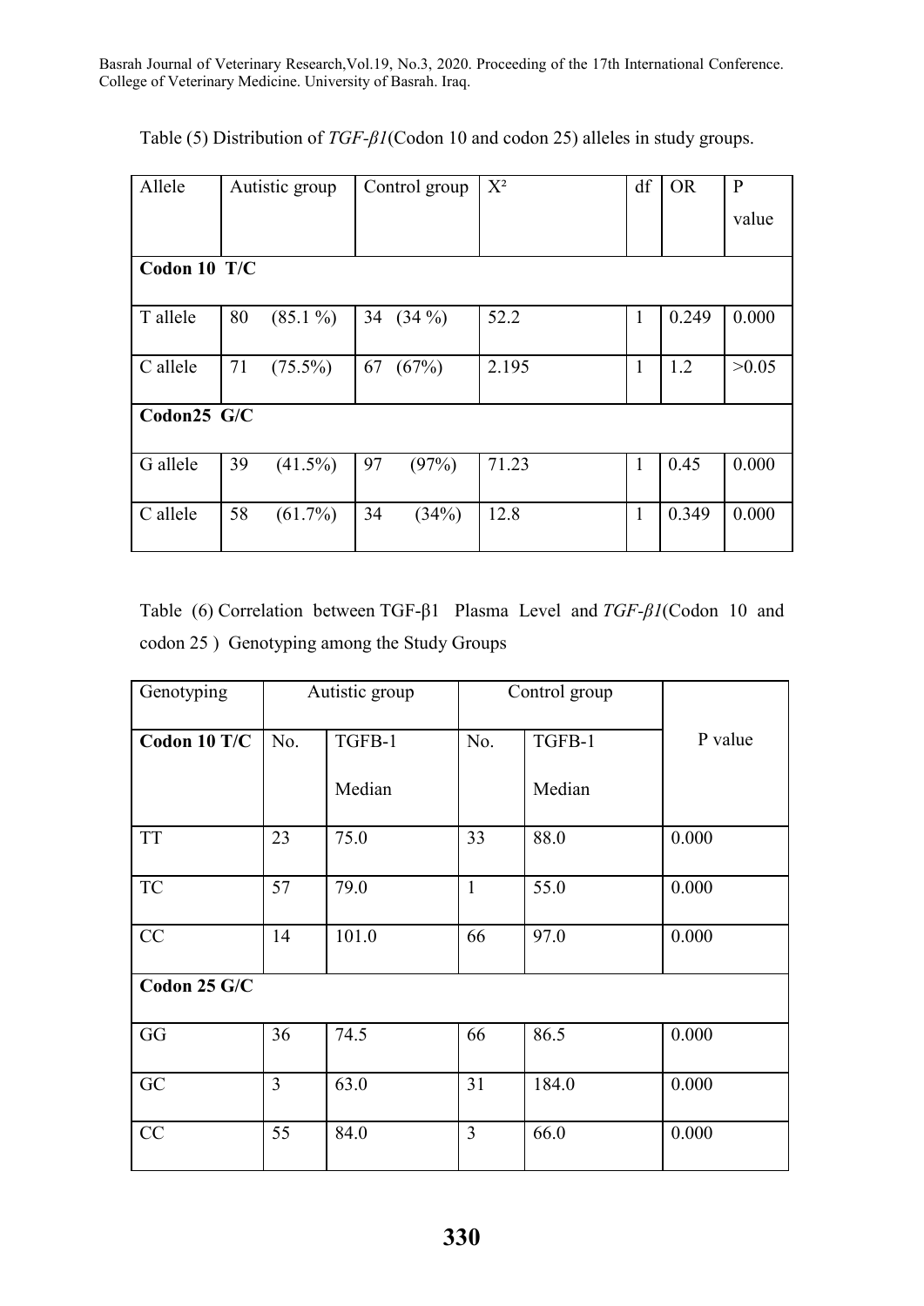Table (5) Distribution of *TGF-β1*(Codon 10 and codon 25) alleles in study groups.

| Allele | Autistic group | Control group | $X^2$ | df | OR | P value |
|---|---|---|---|---|---|---|
| **Codon 10 T/C** | | | | | | |
| T allele | 80 (85.1 %) | 34 (34 %) | 52.2 | 1 | 0.249 | 0.000 |
| C allele | 71 (75.5%) | 67 (67%) | 2.195 | 1 | 1.2 | >0.05 |
| **Codon25 G/C** | | | | | | |
| G allele | 39 (41.5%) | 97 (97%) | 71.23 | 1 | 0.45 | 0.000 |
| C allele | 58 (61.7%) | 34 (34%) | 12.8 | 1 | 0.349 | 0.000 |

Table (6) Correlation between TGF-β1 Plasma Level and *TGF-β1*(Codon 10 and codon 25 ) Genotyping among the Study Groups

| Genotyping | Autistic group | | Control group | | P value |
|---|---|---|---|---|---|
| **Codon 10 T/C** | No. | TGFB-1 Median | No. | TGFB-1 Median | |
| TT | 23 | 75.0 | 33 | 88.0 | 0.000 |
| TC | 57 | 79.0 | 1 | 55.0 | 0.000 |
| CC | 14 | 101.0 | 66 | 97.0 | 0.000 |
| **Codon 25 G/C** | | | | | |
| GG | 36 | 74.5 | 66 | 86.5 | 0.000 |
| GC | 3 | 63.0 | 31 | 184.0 | 0.000 |
| CC | 55 | 84.0 | 3 | 66.0 | 0.000 |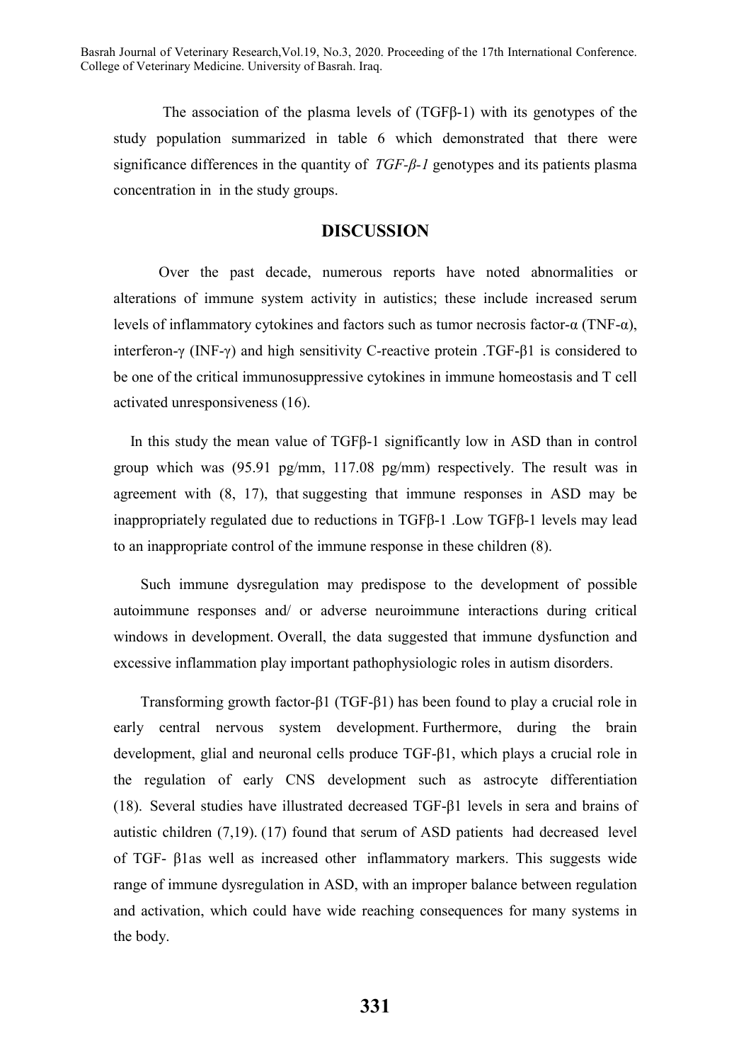The association of the plasma levels of (TGFβ-1) with its genotypes of the study population summarized in table 6 which demonstrated that there were significance differences in the quantity of *TGF-β-1* genotypes and its patients plasma concentration in in the study groups.

## DISCUSSION

Over the past decade, numerous reports have noted abnormalities or alterations of immune system activity in autistics; these include increased serum levels of inflammatory cytokines and factors such as tumor necrosis factor-α (TNF-α), interferon-γ (INF-γ) and high sensitivity C-reactive protein .TGF-β1 is considered to be one of the critical immunosuppressive cytokines in immune homeostasis and T cell activated unresponsiveness (16).

In this study the mean value of TGFβ-1 significantly low in ASD than in control group which was (95.91 pg/mm, 117.08 pg/mm) respectively. The result was in agreement with (8, 17), that suggesting that immune responses in ASD may be inappropriately regulated due to reductions in TGFβ-1 .Low TGFβ-1 levels may lead to an inappropriate control of the immune response in these children (8).

Such immune dysregulation may predispose to the development of possible autoimmune responses and/ or adverse neuroimmune interactions during critical windows in development. Overall, the data suggested that immune dysfunction and excessive inflammation play important pathophysiologic roles in autism disorders.

Transforming growth factor-β1 (TGF-β1) has been found to play a crucial role in early central nervous system development. Furthermore, during the brain development, glial and neuronal cells produce TGF-β1, which plays a crucial role in the regulation of early CNS development such as astrocyte differentiation (18). Several studies have illustrated decreased TGF-β1 levels in sera and brains of autistic children (7,19). (17) found that serum of ASD patients had decreased level of TGF- β1as well as increased other inflammatory markers. This suggests wide range of immune dysregulation in ASD, with an improper balance between regulation and activation, which could have wide reaching consequences for many systems in the body.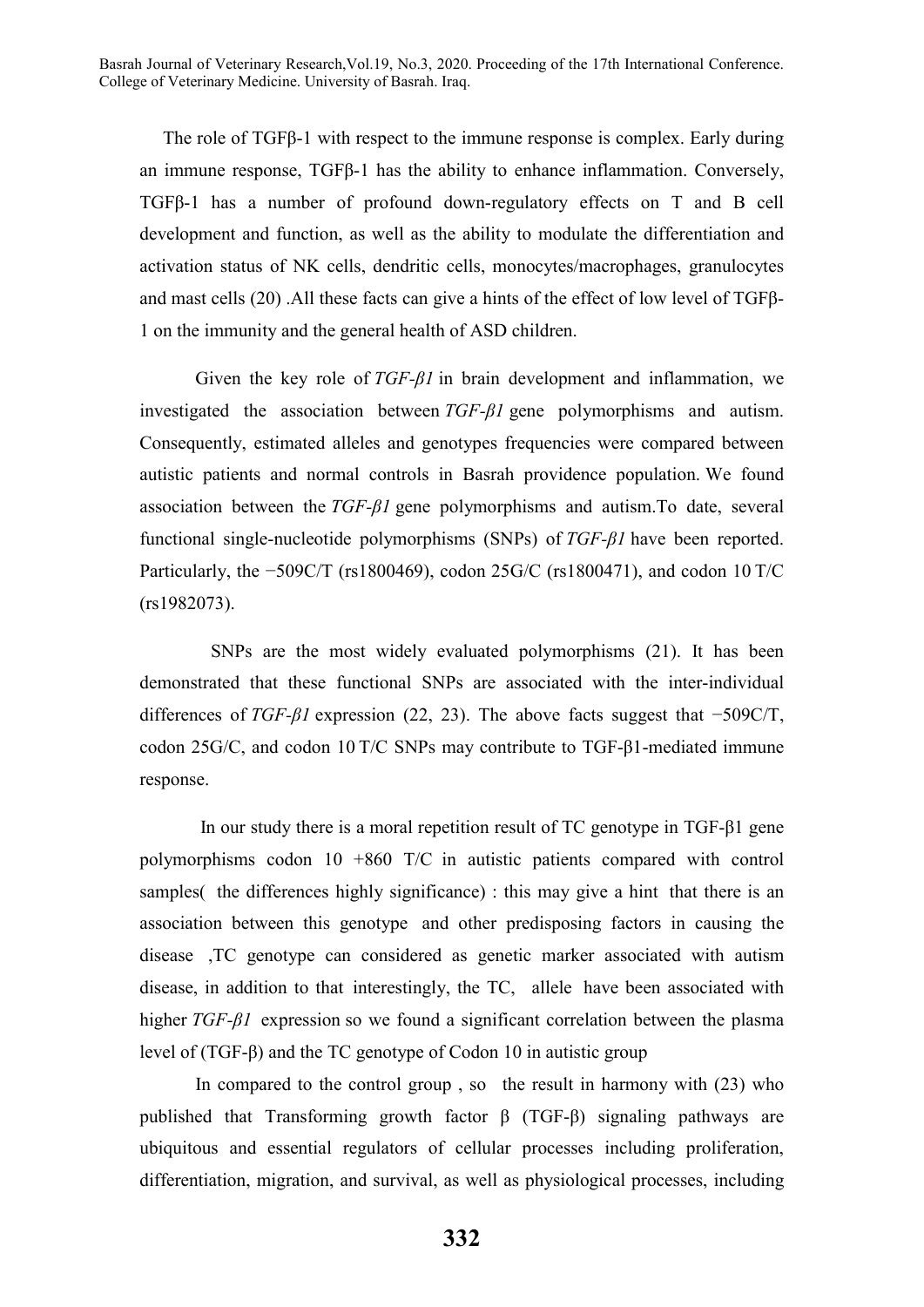The role of TGFβ-1 with respect to the immune response is complex. Early during an immune response, TGFβ-1 has the ability to enhance inflammation. Conversely, TGFβ-1 has a number of profound down-regulatory effects on T and B cell development and function, as well as the ability to modulate the differentiation and activation status of NK cells, dendritic cells, monocytes/macrophages, granulocytes and mast cells (20) .All these facts can give a hints of the effect of low level of TGFβ-1 on the immunity and the general health of ASD children.

Given the key role of *TGF-β1* in brain development and inflammation, we investigated the association between *TGF-β1* gene polymorphisms and autism. Consequently, estimated alleles and genotypes frequencies were compared between autistic patients and normal controls in Basrah providence population. We found association between the *TGF-β1* gene polymorphisms and autism.To date, several functional single-nucleotide polymorphisms (SNPs) of *TGF-β1* have been reported. Particularly, the −509C/T (rs1800469), codon 25G/C (rs1800471), and codon 10 T/C (rs1982073).

SNPs are the most widely evaluated polymorphisms (21). It has been demonstrated that these functional SNPs are associated with the inter-individual differences of *TGF-β1* expression (22, 23). The above facts suggest that −509C/T, codon 25G/C, and codon 10 T/C SNPs may contribute to TGF-β1-mediated immune response.

In our study there is a moral repetition result of TC genotype in TGF-β1 gene polymorphisms codon 10 +860 T/C in autistic patients compared with control samples( the differences highly significance) : this may give a hint that there is an association between this genotype and other predisposing factors in causing the disease ,TC genotype can considered as genetic marker associated with autism disease, in addition to that interestingly, the TC, allele have been associated with higher *TGF-β1* expression so we found a significant correlation between the plasma level of (TGF-β) and the TC genotype of Codon 10 in autistic group

In compared to the control group , so the result in harmony with (23) who published that Transforming growth factor β (TGF-β) signaling pathways are ubiquitous and essential regulators of cellular processes including proliferation, differentiation, migration, and survival, as well as physiological processes, including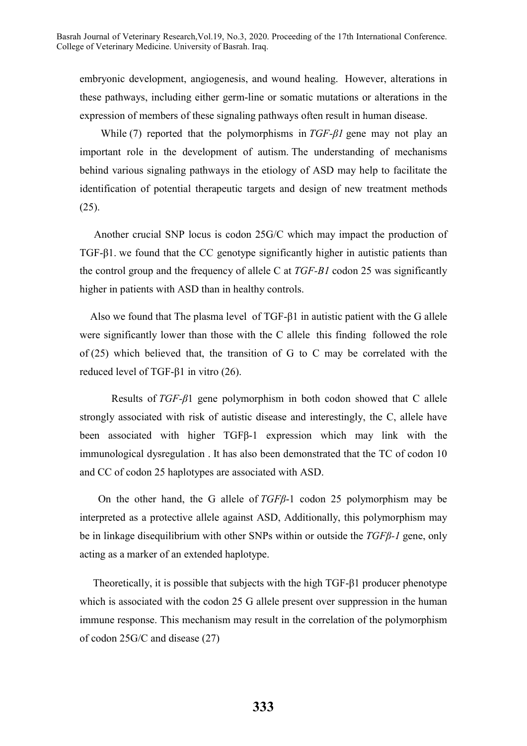embryonic development, angiogenesis, and wound healing. However, alterations in these pathways, including either germ-line or somatic mutations or alterations in the expression of members of these signaling pathways often result in human disease.

While (7) reported that the polymorphisms in *TGF-β1* gene may not play an important role in the development of autism. The understanding of mechanisms behind various signaling pathways in the etiology of ASD may help to facilitate the identification of potential therapeutic targets and design of new treatment methods (25).

Another crucial SNP locus is codon 25G/C which may impact the production of TGF-β1. we found that the CC genotype significantly higher in autistic patients than the control group and the frequency of allele C at *TGF-B1* codon 25 was significantly higher in patients with ASD than in healthy controls.

Also we found that The plasma level of TGF-β1 in autistic patient with the G allele were significantly lower than those with the C allele this finding followed the role of (25) which believed that, the transition of G to C may be correlated with the reduced level of TGF-β1 in vitro (26).

Results of *TGF-β*1 gene polymorphism in both codon showed that C allele strongly associated with risk of autistic disease and interestingly, the C, allele have been associated with higher TGFβ-1 expression which may link with the immunological dysregulation . It has also been demonstrated that the TC of codon 10 and CC of codon 25 haplotypes are associated with ASD.

On the other hand, the G allele of *TGFβ*-1 codon 25 polymorphism may be interpreted as a protective allele against ASD, Additionally, this polymorphism may be in linkage disequilibrium with other SNPs within or outside the *TGFβ-1* gene, only acting as a marker of an extended haplotype.

Theoretically, it is possible that subjects with the high TGF-β1 producer phenotype which is associated with the codon 25 G allele present over suppression in the human immune response. This mechanism may result in the correlation of the polymorphism of codon 25G/C and disease (27)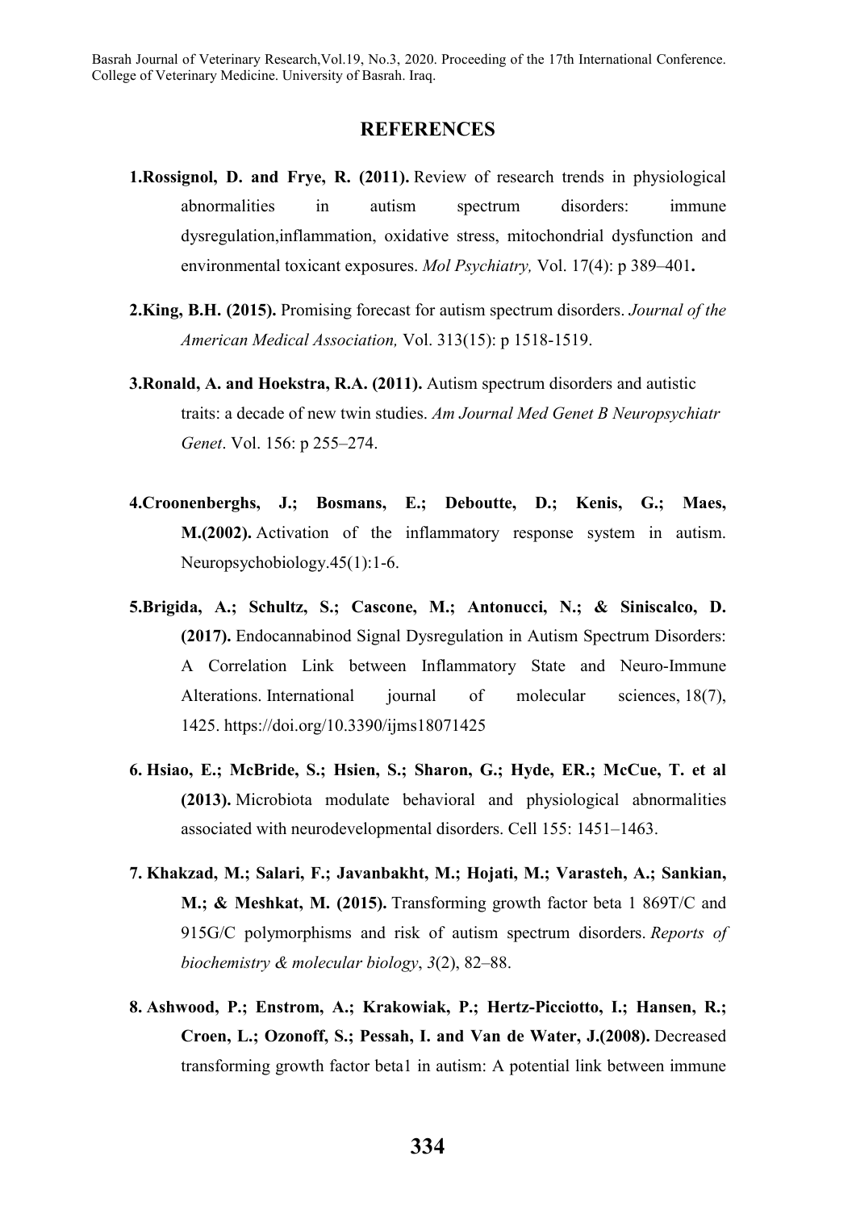## REFERENCES

**1.Rossignol, D. and Frye, R. (2011).** Review of research trends in physiological abnormalities in autism spectrum disorders: immune dysregulation,inflammation, oxidative stress, mitochondrial dysfunction and environmental toxicant exposures. *Mol Psychiatry,* Vol. 17(4): p 389–401**.**

**2.King, B.H. (2015).** Promising forecast for autism spectrum disorders. *Journal of the American Medical Association,* Vol. 313(15): p 1518-1519.

**3.Ronald, A. and Hoekstra, R.A. (2011).** Autism spectrum disorders and autistic traits: a decade of new twin studies. *Am Journal Med Genet B Neuropsychiatr Genet*. Vol. 156: p 255–274.

**4.Croonenberghs, J.; Bosmans, E.; Deboutte, D.; Kenis, G.; Maes, M.(2002).** Activation of the inflammatory response system in autism. Neuropsychobiology.45(1):1-6.

**5.Brigida, A.; Schultz, S.; Cascone, M.; Antonucci, N.; & Siniscalco, D. (2017).** Endocannabinod Signal Dysregulation in Autism Spectrum Disorders: A Correlation Link between Inflammatory State and Neuro-Immune Alterations. International journal of molecular sciences, 18(7), 1425. https://doi.org/10.3390/ijms18071425

**6. Hsiao, E.; McBride, S.; Hsien, S.; Sharon, G.; Hyde, ER.; McCue, T. et al (2013).** Microbiota modulate behavioral and physiological abnormalities associated with neurodevelopmental disorders. Cell 155: 1451–1463.

**7. Khakzad, M.; Salari, F.; Javanbakht, M.; Hojati, M.; Varasteh, A.; Sankian, M.; & Meshkat, M. (2015).** Transforming growth factor beta 1 869T/C and 915G/C polymorphisms and risk of autism spectrum disorders. *Reports of biochemistry & molecular biology*, *3*(2), 82–88.

**8. Ashwood, P.; Enstrom, A.; Krakowiak, P.; Hertz-Picciotto, I.; Hansen, R.; Croen, L.; Ozonoff, S.; Pessah, I. and Van de Water, J.(2008).** Decreased transforming growth factor beta1 in autism: A potential link between immune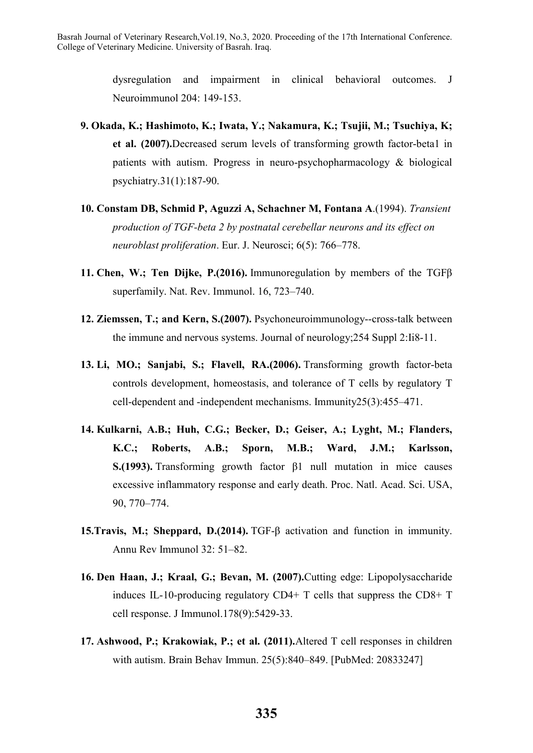dysregulation and impairment in clinical behavioral outcomes. J Neuroimmunol 204: 149-153.

9. **Okada, K.; Hashimoto, K.; Iwata, Y.; Nakamura, K.; Tsujii, M.; Tsuchiya, K; et al. (2007).**Decreased serum levels of transforming growth factor-beta1 in patients with autism. Progress in neuro-psychopharmacology & biological psychiatry.31(1):187-90.

10. **Constam DB, Schmid P, Aguzzi A, Schachner M, Fontana A**.(1994). *Transient production of TGF-beta 2 by postnatal cerebellar neurons and its effect on neuroblast proliferation*. Eur. J. Neurosci; 6(5): 766–778.

11. **Chen, W.; Ten Dijke, P.(2016).** Immunoregulation by members of the TGFβ superfamily. Nat. Rev. Immunol. 16, 723–740.

12. **Ziemssen, T.; and Kern, S.(2007).** Psychoneuroimmunology--cross-talk between the immune and nervous systems. Journal of neurology;254 Suppl 2:Ii8-11.

13. **Li, MO.; Sanjabi, S.; Flavell, RA.(2006).** Transforming growth factor-beta controls development, homeostasis, and tolerance of T cells by regulatory T cell-dependent and -independent mechanisms. Immunity25(3):455–471.

14. **Kulkarni, A.B.; Huh, C.G.; Becker, D.; Geiser, A.; Lyght, M.; Flanders, K.C.; Roberts, A.B.; Sporn, M.B.; Ward, J.M.; Karlsson, S.(1993).** Transforming growth factor β1 null mutation in mice causes excessive inflammatory response and early death. Proc. Natl. Acad. Sci. USA, 90, 770–774.

15. **Travis, M.; Sheppard, D.(2014).** TGF-β activation and function in immunity. Annu Rev Immunol 32: 51–82.

16. **Den Haan, J.; Kraal, G.; Bevan, M. (2007).**Cutting edge: Lipopolysaccharide induces IL-10-producing regulatory CD4+ T cells that suppress the CD8+ T cell response. J Immunol.178(9):5429-33.

17. **Ashwood, P.; Krakowiak, P.; et al. (2011).**Altered T cell responses in children with autism. Brain Behav Immun. 25(5):840–849. [PubMed: 20833247]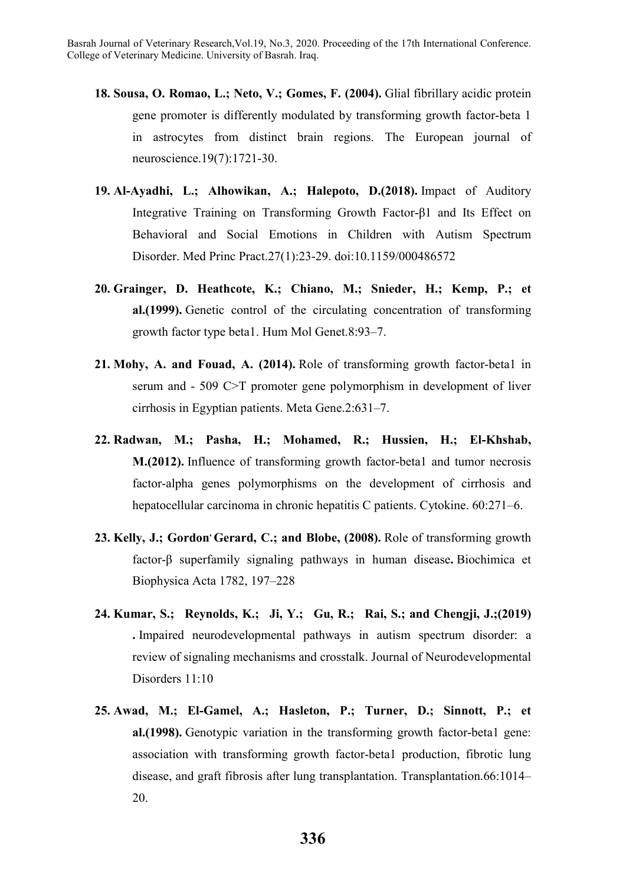18. **Sousa, O. Romao, L.; Neto, V.; Gomes, F. (2004).** Glial fibrillary acidic protein gene promoter is differently modulated by transforming growth factor-beta 1 in astrocytes from distinct brain regions. The European journal of neuroscience.19(7):1721-30.

19. **Al-Ayadhi, L.; Alhowikan, A.; Halepoto, D.(2018).** Impact of Auditory Integrative Training on Transforming Growth Factor-β1 and Its Effect on Behavioral and Social Emotions in Children with Autism Spectrum Disorder. Med Princ Pract.27(1):23-29. doi:10.1159/000486572

20. **Grainger, D. Heathcote, K.; Chiano, M.; Snieder, H.; Kemp, P.; et al.(1999).** Genetic control of the circulating concentration of transforming growth factor type beta1. Hum Mol Genet.8:93–7.

21. **Mohy, A. and Fouad, A. (2014).** Role of transforming growth factor-beta1 in serum and - 509 C>T promoter gene polymorphism in development of liver cirrhosis in Egyptian patients. Meta Gene.2:631–7.

22. **Radwan, M.; Pasha, H.; Mohamed, R.; Hussien, H.; El-Khshab, M.(2012).** Influence of transforming growth factor-beta1 and tumor necrosis factor-alpha genes polymorphisms on the development of cirrhosis and hepatocellular carcinoma in chronic hepatitis C patients. Cytokine. 60:271–6.

23. **Kelly, J.; Gordon, Gerard, C.; and Blobe, (2008).** Role of transforming growth factor-β superfamily signaling pathways in human disease**.** Biochimica et Biophysica Acta 1782, 197–228

24. **Kumar, S.; Reynolds, K.; Ji, Y.; Gu, R.; Rai, S.; and Chengji, J.;(2019) .** Impaired neurodevelopmental pathways in autism spectrum disorder: a review of signaling mechanisms and crosstalk. Journal of Neurodevelopmental Disorders 11:10

25. **Awad, M.; El-Gamel, A.; Hasleton, P.; Turner, D.; Sinnott, P.; et al.(1998).** Genotypic variation in the transforming growth factor-beta1 gene: association with transforming growth factor-beta1 production, fibrotic lung disease, and graft fibrosis after lung transplantation. Transplantation.66:1014–20.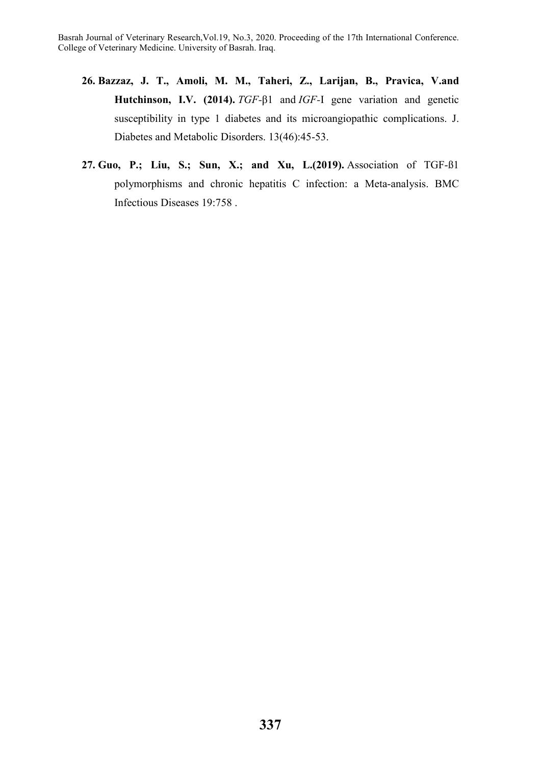26. **Bazzaz, J. T., Amoli, M. M., Taheri, Z., Larijan, B., Pravica, V.and Hutchinson, I.V. (2014).** *TGF*-β1 and *IGF*-I gene variation and genetic susceptibility in type 1 diabetes and its microangiopathic complications. J. Diabetes and Metabolic Disorders. 13(46):45-53.

27. **Guo, P.; Liu, S.; Sun, X.; and Xu, L.(2019).** Association of TGF-ß1 polymorphisms and chronic hepatitis C infection: a Meta-analysis. BMC Infectious Diseases 19:758 .